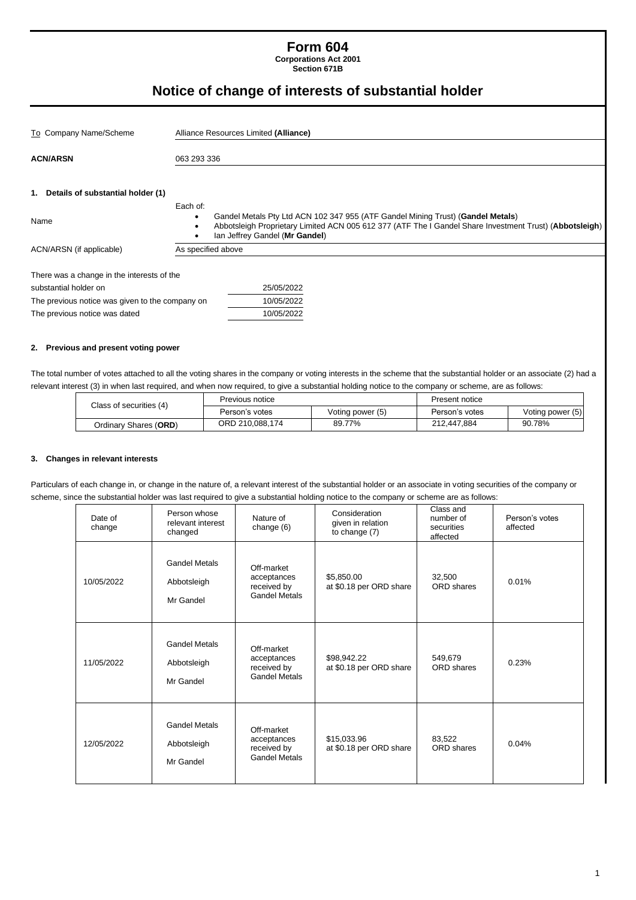# Form 604

**Corporations Act 2001**
**Section 671B**

## Notice of change of interests of substantial holder

| | |
|---|---|
| To Company Name/Scheme | Alliance Resources Limited **(Alliance)** |
| **ACN/ARSN** | 063 293 336 |

### 1. Details of substantial holder (1)

Name

Each of:

- Gandel Metals Pty Ltd ACN 102 347 955 (ATF Gandel Mining Trust) (**Gandel Metals**)
- Abbotsleigh Proprietary Limited ACN 005 612 377 (ATF The I Gandel Share Investment Trust) (**Abbotsleigh**)
- Ian Jeffrey Gandel (**Mr Gandel**)

ACN/ARSN (if applicable): As specified above

| | |
|---|---|
| There was a change in the interests of the substantial holder on | 25/05/2022 |
| The previous notice was given to the company on | 10/05/2022 |
| The previous notice was dated | 10/05/2022 |

### 2. Previous and present voting power

The total number of votes attached to all the voting shares in the company or voting interests in the scheme that the substantial holder or an associate (2) had a relevant interest (3) in when last required, and when now required, to give a substantial holding notice to the company or scheme, are as follows:

| Class of securities (4) | Previous notice | | Present notice | |
|---|---|---|---|---|
| | Person's votes | Voting power (5) | Person's votes | Voting power (5) |
| Ordinary Shares (**ORD**) | ORD 210,088,174 | 89.77% | 212,447,884 | 90.78% |

### 3. Changes in relevant interests

Particulars of each change in, or change in the nature of, a relevant interest of the substantial holder or an associate in voting securities of the company or scheme, since the substantial holder was last required to give a substantial holding notice to the company or scheme are as follows:

| Date of change | Person whose relevant interest changed | Nature of change (6) | Consideration given in relation to change (7) | Class and number of securities affected | Person's votes affected |
|---|---|---|---|---|---|
| 10/05/2022 | Gandel Metals<br>Abbotsleigh<br>Mr Gandel | Off-market acceptances received by Gandel Metals | $5,850.00 at $0.18 per ORD share | 32,500 ORD shares | 0.01% |
| 11/05/2022 | Gandel Metals<br>Abbotsleigh<br>Mr Gandel | Off-market acceptances received by Gandel Metals | $98,942.22 at $0.18 per ORD share | 549,679 ORD shares | 0.23% |
| 12/05/2022 | Gandel Metals<br>Abbotsleigh<br>Mr Gandel | Off-market acceptances received by Gandel Metals | $15,033.96 at $0.18 per ORD share | 83,522 ORD shares | 0.04% |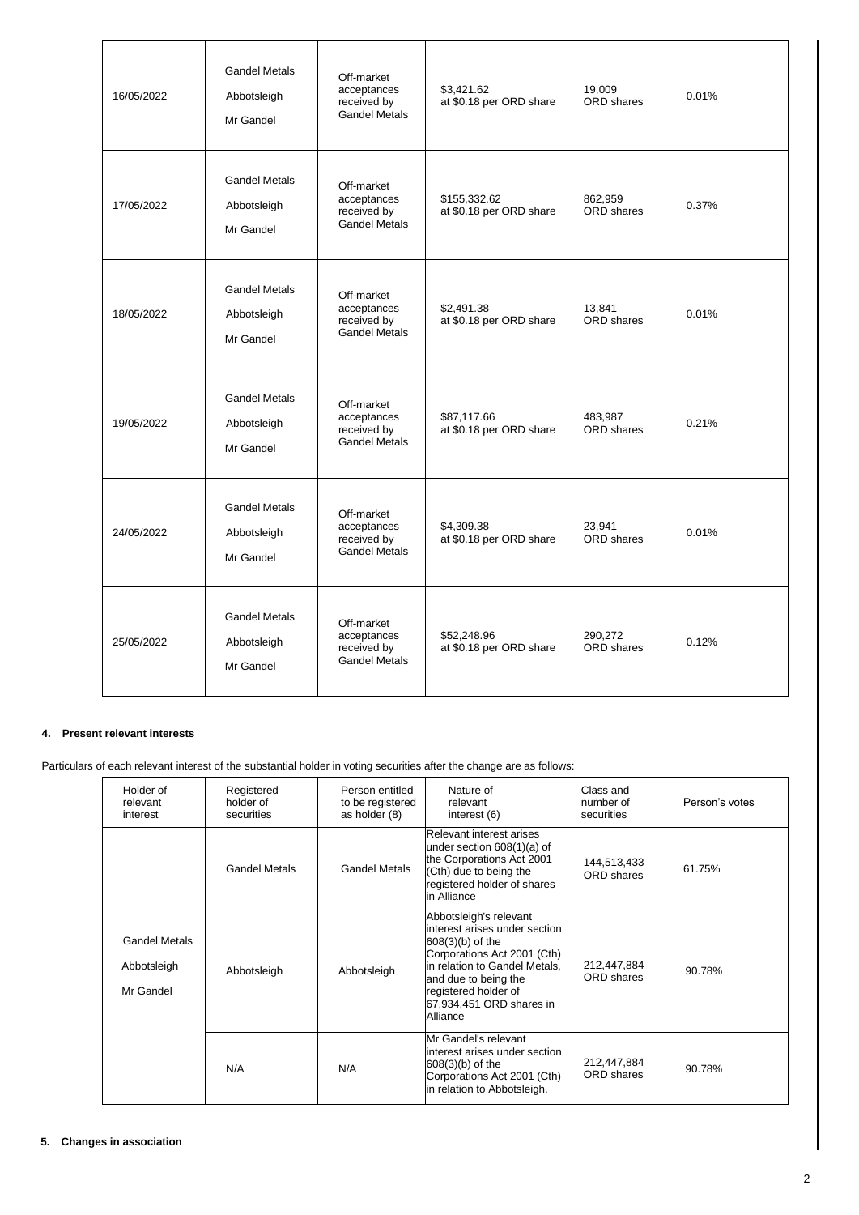| 16/05/2022 | Gandel Metals<br>Abbotsleigh<br>Mr Gandel | Off-market acceptances received by Gandel Metals | $3,421.62 at $0.18 per ORD share | 19,009 ORD shares | 0.01% |
|---|---|---|---|---|---|
| 17/05/2022 | Gandel Metals<br>Abbotsleigh<br>Mr Gandel | Off-market acceptances received by Gandel Metals | $155,332.62 at $0.18 per ORD share | 862,959 ORD shares | 0.37% |
| 18/05/2022 | Gandel Metals<br>Abbotsleigh<br>Mr Gandel | Off-market acceptances received by Gandel Metals | $2,491.38 at $0.18 per ORD share | 13,841 ORD shares | 0.01% |
| 19/05/2022 | Gandel Metals<br>Abbotsleigh<br>Mr Gandel | Off-market acceptances received by Gandel Metals | $87,117.66 at $0.18 per ORD share | 483,987 ORD shares | 0.21% |
| 24/05/2022 | Gandel Metals<br>Abbotsleigh<br>Mr Gandel | Off-market acceptances received by Gandel Metals | $4,309.38 at $0.18 per ORD share | 23,941 ORD shares | 0.01% |
| 25/05/2022 | Gandel Metals<br>Abbotsleigh<br>Mr Gandel | Off-market acceptances received by Gandel Metals | $52,248.96 at $0.18 per ORD share | 290,272 ORD shares | 0.12% |

**4. Present relevant interests**

Particulars of each relevant interest of the substantial holder in voting securities after the change are as follows:

| Holder of relevant interest | Registered holder of securities | Person entitled to be registered as holder (8) | Nature of relevant interest (6) | Class and number of securities | Person's votes |
|---|---|---|---|---|---|
| Gandel Metals<br>Abbotsleigh<br>Mr Gandel | Gandel Metals | Gandel Metals | Relevant interest arises under section 608(1)(a) of the Corporations Act 2001 (Cth) due to being the registered holder of shares in Alliance | 144,513,433 ORD shares | 61.75% |
| | Abbotsleigh | Abbotsleigh | Abbotsleigh's relevant interest arises under section 608(3)(b) of the Corporations Act 2001 (Cth) in relation to Gandel Metals, and due to being the registered holder of 67,934,451 ORD shares in Alliance | 212,447,884 ORD shares | 90.78% |
| | N/A | N/A | Mr Gandel's relevant interest arises under section 608(3)(b) of the Corporations Act 2001 (Cth) in relation to Abbotsleigh. | 212,447,884 ORD shares | 90.78% |

**5. Changes in association**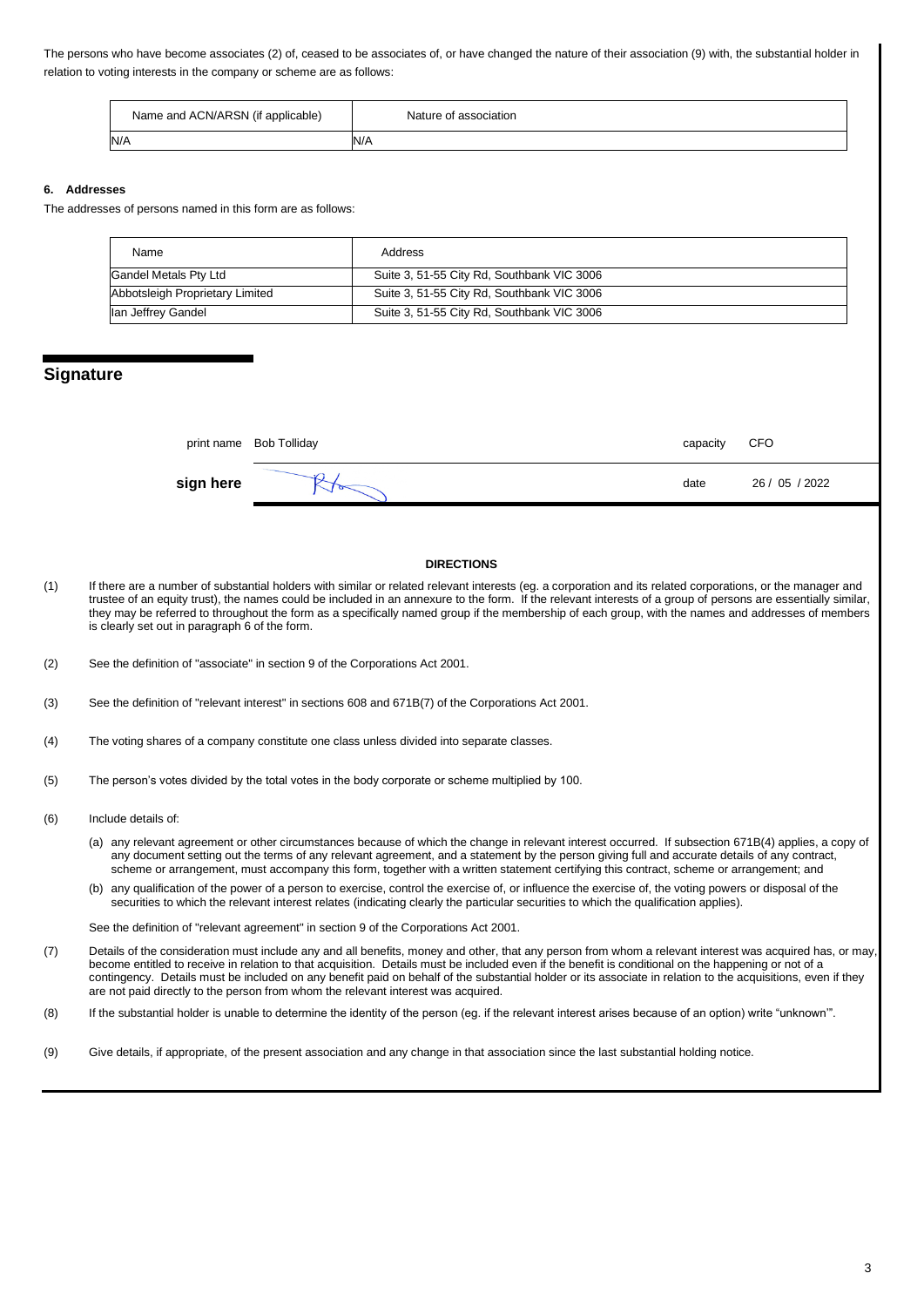The persons who have become associates (2) of, ceased to be associates of, or have changed the nature of their association (9) with, the substantial holder in relation to voting interests in the company or scheme are as follows:

| Name and ACN/ARSN (if applicable) | Nature of association |
| --- | --- |
| N/A | N/A |

**6. Addresses**

The addresses of persons named in this form are as follows:

| Name | Address |
| --- | --- |
| Gandel Metals Pty Ltd | Suite 3, 51-55 City Rd, Southbank VIC 3006 |
| Abbotsleigh Proprietary Limited | Suite 3, 51-55 City Rd, Southbank VIC 3006 |
| Ian Jeffrey Gandel | Suite 3, 51-55 City Rd, Southbank VIC 3006 |

## Signature

| | | | |
| --- | --- | --- | --- |
| print name | Bob Tolliday | capacity | CFO |
| **sign here** | | date | 26 / 05 / 2022 |

**DIRECTIONS**

(1) If there are a number of substantial holders with similar or related relevant interests (eg. a corporation and its related corporations, or the manager and trustee of an equity trust), the names could be included in an annexure to the form. If the relevant interests of a group of persons are essentially similar, they may be referred to throughout the form as a specifically named group if the membership of each group, with the names and addresses of members is clearly set out in paragraph 6 of the form.

(2) See the definition of "associate" in section 9 of the Corporations Act 2001.

(3) See the definition of "relevant interest" in sections 608 and 671B(7) of the Corporations Act 2001.

(4) The voting shares of a company constitute one class unless divided into separate classes.

(5) The person's votes divided by the total votes in the body corporate or scheme multiplied by 100.

(6) Include details of:

(a) any relevant agreement or other circumstances because of which the change in relevant interest occurred. If subsection 671B(4) applies, a copy of any document setting out the terms of any relevant agreement, and a statement by the person giving full and accurate details of any contract, scheme or arrangement, must accompany this form, together with a written statement certifying this contract, scheme or arrangement; and

(b) any qualification of the power of a person to exercise, control the exercise of, or influence the exercise of, the voting powers or disposal of the securities to which the relevant interest relates (indicating clearly the particular securities to which the qualification applies).

See the definition of "relevant agreement" in section 9 of the Corporations Act 2001.

(7) Details of the consideration must include any and all benefits, money and other, that any person from whom a relevant interest was acquired has, or may, become entitled to receive in relation to that acquisition. Details must be included even if the benefit is conditional on the happening or not of a contingency. Details must be included on any benefit paid on behalf of the substantial holder or its associate in relation to the acquisitions, even if they are not paid directly to the person from whom the relevant interest was acquired.

(8) If the substantial holder is unable to determine the identity of the person (eg. if the relevant interest arises because of an option) write "unknown'".

(9) Give details, if appropriate, of the present association and any change in that association since the last substantial holding notice.